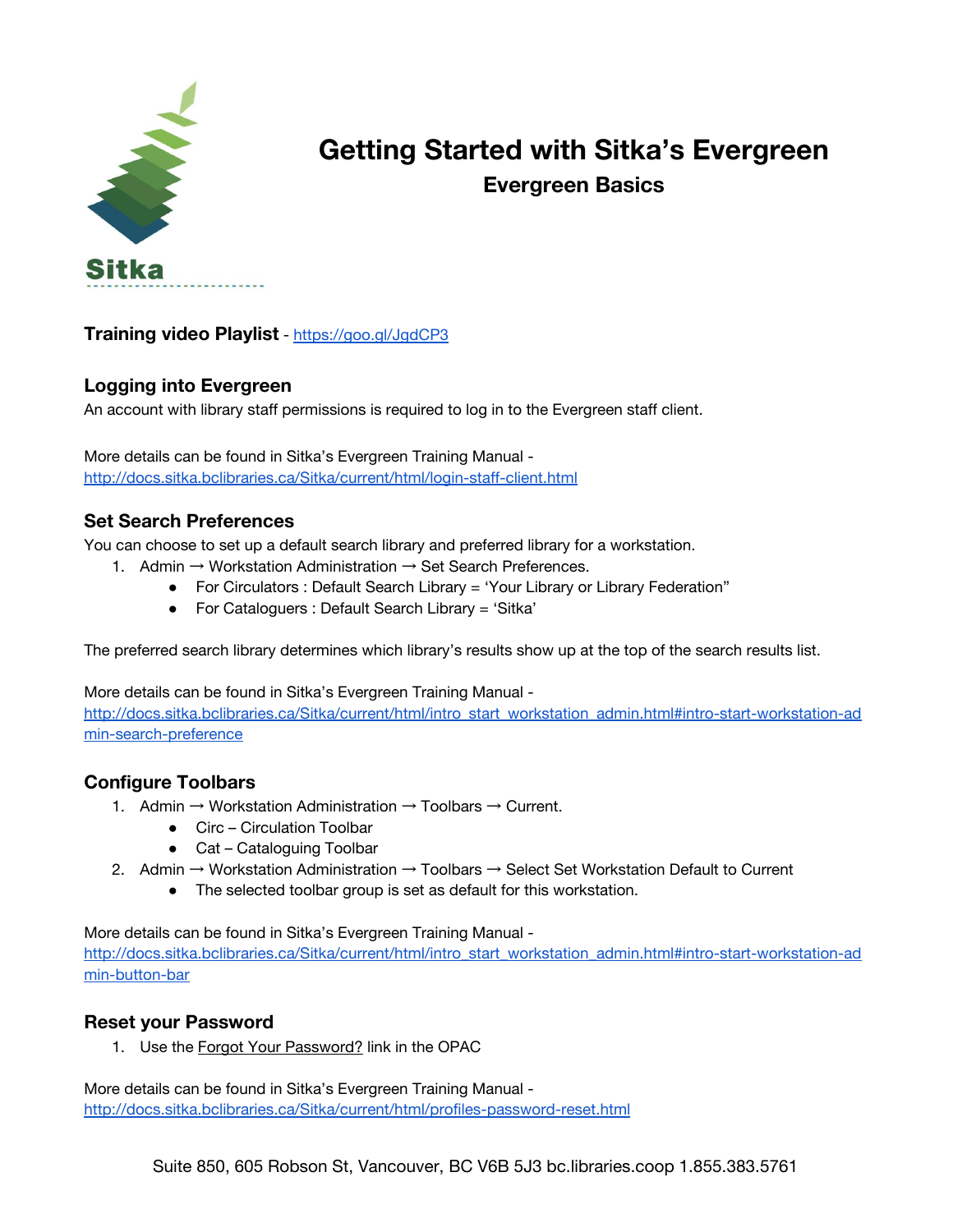# Getting Started with Sitka's Evergreen

## Evergreen Basics

**Training video Playlist** - https://goo.gl/JgdCP3

### Logging into Evergreen

An account with library staff permissions is required to log in to the Evergreen staff client.

More details can be found in Sitka's Evergreen Training Manual - http://docs.sitka.bclibraries.ca/Sitka/current/html/login-staff-client.html

### Set Search Preferences

You can choose to set up a default search library and preferred library for a workstation.

1. Admin → Workstation Administration → Set Search Preferences.
   - For Circulators : Default Search Library = 'Your Library or Library Federation"
   - For Cataloguers : Default Search Library = 'Sitka'

The preferred search library determines which library's results show up at the top of the search results list.

More details can be found in Sitka's Evergreen Training Manual - http://docs.sitka.bclibraries.ca/Sitka/current/html/intro_start_workstation_admin.html#intro-start-workstation-admin-search-preference

### Configure Toolbars

1. Admin → Workstation Administration → Toolbars → Current.
   - Circ – Circulation Toolbar
   - Cat – Cataloguing Toolbar
2. Admin → Workstation Administration → Toolbars → Select Set Workstation Default to Current
   - The selected toolbar group is set as default for this workstation.

More details can be found in Sitka's Evergreen Training Manual - http://docs.sitka.bclibraries.ca/Sitka/current/html/intro_start_workstation_admin.html#intro-start-workstation-admin-button-bar

### Reset your Password

1. Use the Forgot Your Password? link in the OPAC

More details can be found in Sitka's Evergreen Training Manual - http://docs.sitka.bclibraries.ca/Sitka/current/html/profiles-password-reset.html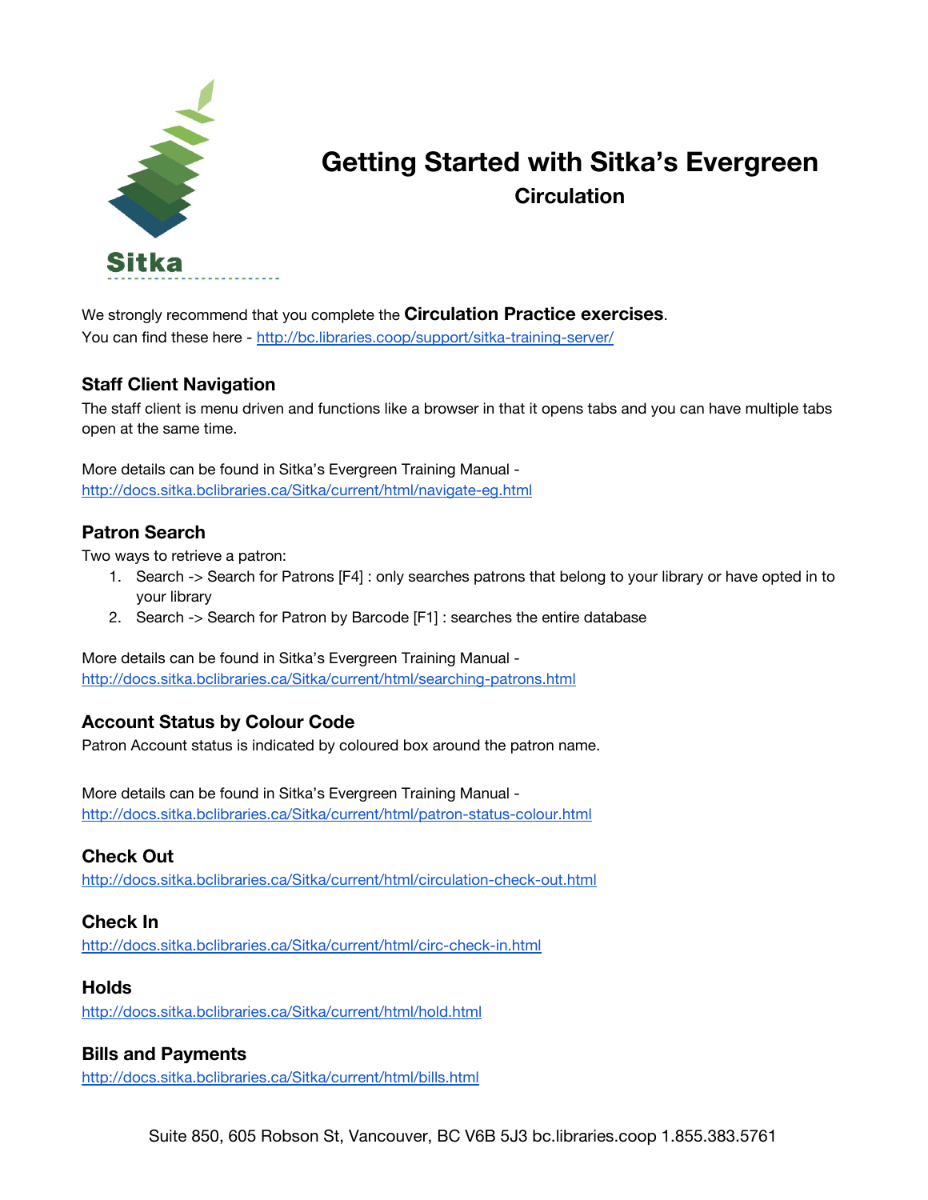# Getting Started with Sitka's Evergreen

## Circulation

We strongly recommend that you complete the **Circulation Practice exercises**.
You can find these here - http://bc.libraries.coop/support/sitka-training-server/

### Staff Client Navigation

The staff client is menu driven and functions like a browser in that it opens tabs and you can have multiple tabs open at the same time.

More details can be found in Sitka's Evergreen Training Manual - http://docs.sitka.bclibraries.ca/Sitka/current/html/navigate-eg.html

### Patron Search

Two ways to retrieve a patron:

1. Search -> Search for Patrons [F4] : only searches patrons that belong to your library or have opted in to your library
2. Search -> Search for Patron by Barcode [F1] : searches the entire database

More details can be found in Sitka's Evergreen Training Manual - http://docs.sitka.bclibraries.ca/Sitka/current/html/searching-patrons.html

### Account Status by Colour Code

Patron Account status is indicated by coloured box around the patron name.

More details can be found in Sitka's Evergreen Training Manual - http://docs.sitka.bclibraries.ca/Sitka/current/html/patron-status-colour.html

### Check Out

http://docs.sitka.bclibraries.ca/Sitka/current/html/circulation-check-out.html

### Check In

http://docs.sitka.bclibraries.ca/Sitka/current/html/circ-check-in.html

### Holds

http://docs.sitka.bclibraries.ca/Sitka/current/html/hold.html

### Bills and Payments

http://docs.sitka.bclibraries.ca/Sitka/current/html/bills.html

Suite 850, 605 Robson St, Vancouver, BC V6B 5J3 bc.libraries.coop 1.855.383.5761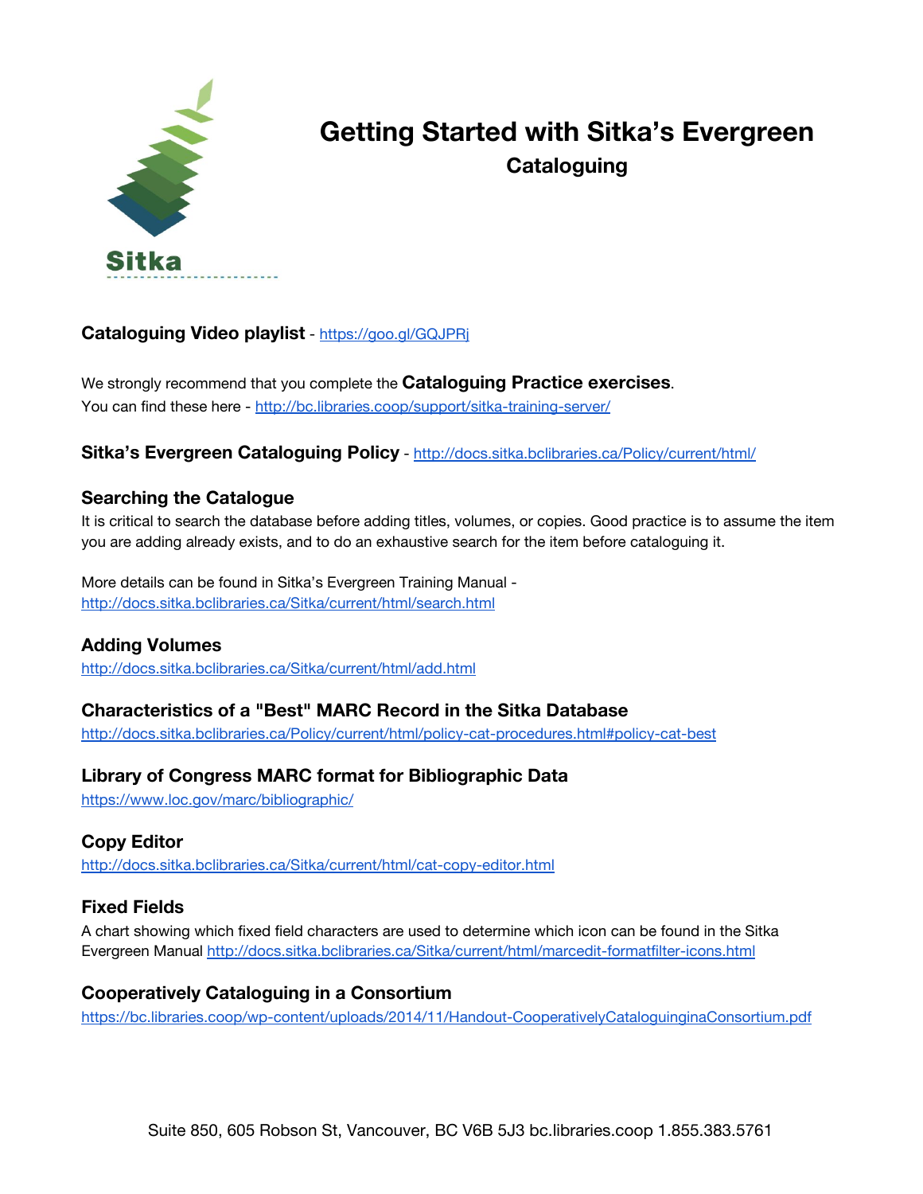# Getting Started with Sitka's Evergreen

## Cataloguing

**Cataloguing Video playlist** - https://goo.gl/GQJPRj

We strongly recommend that you complete the **Cataloguing Practice exercises**.
You can find these here - http://bc.libraries.coop/support/sitka-training-server/

**Sitka's Evergreen Cataloguing Policy** - http://docs.sitka.bclibraries.ca/Policy/current/html/

### Searching the Catalogue

It is critical to search the database before adding titles, volumes, or copies. Good practice is to assume the item you are adding already exists, and to do an exhaustive search for the item before cataloguing it.

More details can be found in Sitka's Evergreen Training Manual - http://docs.sitka.bclibraries.ca/Sitka/current/html/search.html

### Adding Volumes

http://docs.sitka.bclibraries.ca/Sitka/current/html/add.html

### Characteristics of a "Best" MARC Record in the Sitka Database

http://docs.sitka.bclibraries.ca/Policy/current/html/policy-cat-procedures.html#policy-cat-best

### Library of Congress MARC format for Bibliographic Data

https://www.loc.gov/marc/bibliographic/

### Copy Editor

http://docs.sitka.bclibraries.ca/Sitka/current/html/cat-copy-editor.html

### Fixed Fields

A chart showing which fixed field characters are used to determine which icon can be found in the Sitka Evergreen Manual http://docs.sitka.bclibraries.ca/Sitka/current/html/marcedit-formatfilter-icons.html

### Cooperatively Cataloguing in a Consortium

https://bc.libraries.coop/wp-content/uploads/2014/11/Handout-CooperativelyCataloguinginaConsortium.pdf

Suite 850, 605 Robson St, Vancouver, BC V6B 5J3 bc.libraries.coop 1.855.383.5761